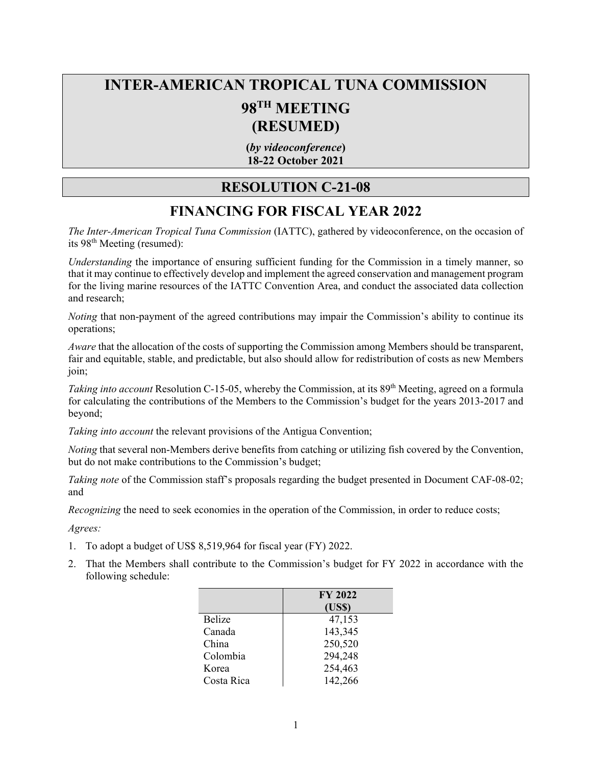# INTER-AMERICAN TROPICAL TUNA COMMISSION

# 98TH MEETING (RESUMED)

**(*by videoconference*)**
**18-22 October 2021**

## RESOLUTION C-21-08

## FINANCING FOR FISCAL YEAR 2022

*The Inter-American Tropical Tuna Commission* (IATTC), gathered by videoconference, on the occasion of its 98th Meeting (resumed):

*Understanding* the importance of ensuring sufficient funding for the Commission in a timely manner, so that it may continue to effectively develop and implement the agreed conservation and management program for the living marine resources of the IATTC Convention Area, and conduct the associated data collection and research;

*Noting* that non-payment of the agreed contributions may impair the Commission's ability to continue its operations;

*Aware* that the allocation of the costs of supporting the Commission among Members should be transparent, fair and equitable, stable, and predictable, but also should allow for redistribution of costs as new Members join;

*Taking into account* Resolution C-15-05, whereby the Commission, at its 89th Meeting, agreed on a formula for calculating the contributions of the Members to the Commission's budget for the years 2013-2017 and beyond;

*Taking into account* the relevant provisions of the Antigua Convention;

*Noting* that several non-Members derive benefits from catching or utilizing fish covered by the Convention, but do not make contributions to the Commission's budget;

*Taking note* of the Commission staff's proposals regarding the budget presented in Document CAF-08-02; and

*Recognizing* the need to seek economies in the operation of the Commission, in order to reduce costs;

*Agrees:*

1. To adopt a budget of US$ 8,519,964 for fiscal year (FY) 2022.
2. That the Members shall contribute to the Commission's budget for FY 2022 in accordance with the following schedule:

| | FY 2022 (US$) |
|---|---:|
| Belize | 47,153 |
| Canada | 143,345 |
| China | 250,520 |
| Colombia | 294,248 |
| Korea | 254,463 |
| Costa Rica | 142,266 |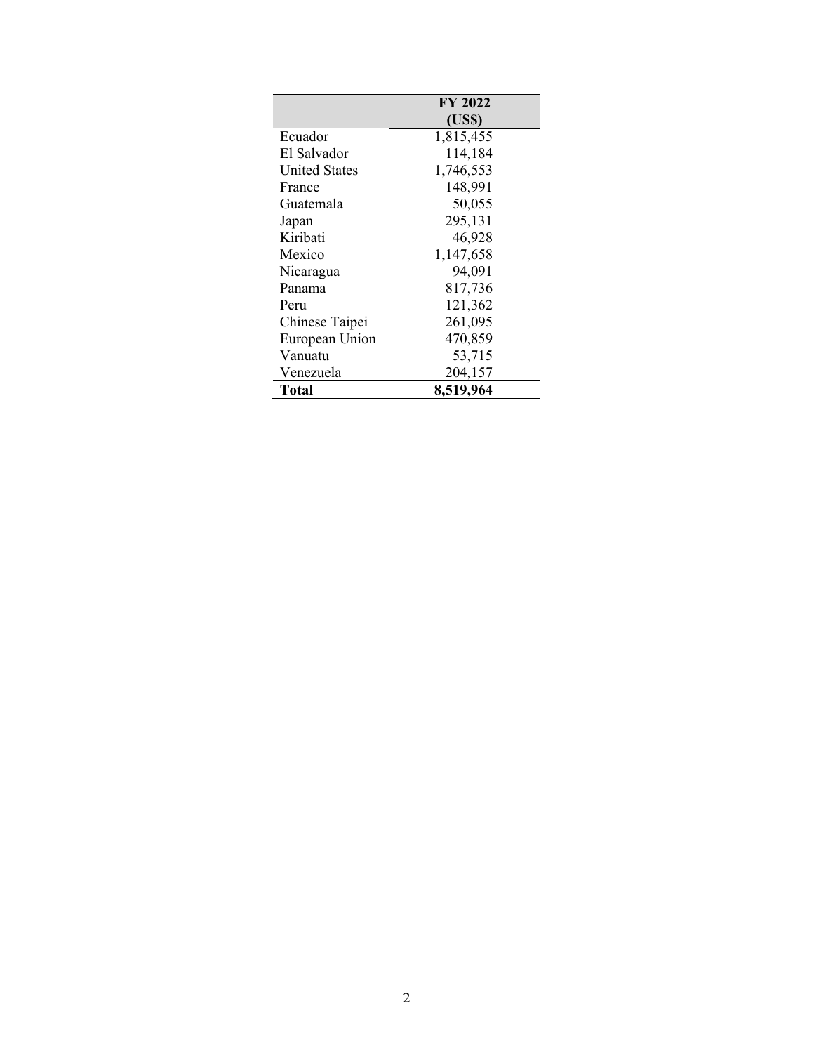| | FY 2022 (US$) |
|---|---|
| Ecuador | 1,815,455 |
| El Salvador | 114,184 |
| United States | 1,746,553 |
| France | 148,991 |
| Guatemala | 50,055 |
| Japan | 295,131 |
| Kiribati | 46,928 |
| Mexico | 1,147,658 |
| Nicaragua | 94,091 |
| Panama | 817,736 |
| Peru | 121,362 |
| Chinese Taipei | 261,095 |
| European Union | 470,859 |
| Vanuatu | 53,715 |
| Venezuela | 204,157 |
| **Total** | **8,519,964** |